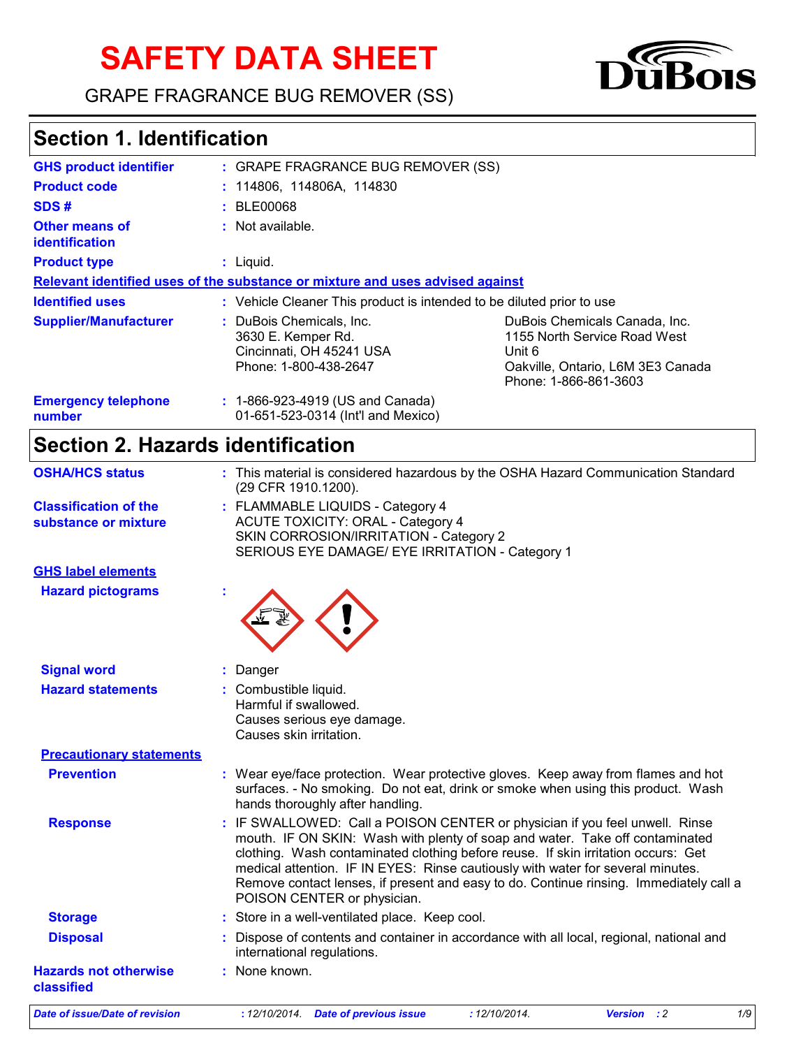# SAFETY DATA SHEET

GRAPE FRAGRANCE BUG REMOVER (SS)

## Section 1. Identification

| | |
|---|---|
| **GHS product identifier** | : GRAPE FRAGRANCE BUG REMOVER (SS) |
| **Product code** | : 114806, 114806A, 114830 |
| **SDS #** | : BLE00068 |
| **Other means of identification** | : Not available. |
| **Product type** | : Liquid. |

**Relevant identified uses of the substance or mixture and uses advised against**

| | |
|---|---|
| **Identified uses** | : Vehicle Cleaner This product is intended to be diluted prior to use |
| **Supplier/Manufacturer** | : DuBois Chemicals, Inc.<br>3630 E. Kemper Rd.<br>Cincinnati, OH 45241 USA<br>Phone: 1-800-438-2647<br><br>DuBois Chemicals Canada, Inc.<br>1155 North Service Road West<br>Unit 6<br>Oakville, Ontario, L6M 3E3 Canada<br>Phone: 1-866-861-3603 |
| **Emergency telephone number** | : 1-866-923-4919 (US and Canada)<br>01-651-523-0314 (Int'l and Mexico) |

## Section 2. Hazards identification

| | |
|---|---|
| **OSHA/HCS status** | : This material is considered hazardous by the OSHA Hazard Communication Standard (29 CFR 1910.1200). |
| **Classification of the substance or mixture** | : FLAMMABLE LIQUIDS - Category 4<br>ACUTE TOXICITY: ORAL - Category 4<br>SKIN CORROSION/IRRITATION - Category 2<br>SERIOUS EYE DAMAGE/ EYE IRRITATION - Category 1 |

**GHS label elements**

| | |
|---|---|
| **Hazard pictograms** | : |
| **Signal word** | : Danger |
| **Hazard statements** | : Combustible liquid.<br>Harmful if swallowed.<br>Causes serious eye damage.<br>Causes skin irritation. |

**Precautionary statements**

| | |
|---|---|
| **Prevention** | : Wear eye/face protection. Wear protective gloves. Keep away from flames and hot surfaces. - No smoking. Do not eat, drink or smoke when using this product. Wash hands thoroughly after handling. |
| **Response** | : IF SWALLOWED: Call a POISON CENTER or physician if you feel unwell. Rinse mouth. IF ON SKIN: Wash with plenty of soap and water. Take off contaminated clothing. Wash contaminated clothing before reuse. If skin irritation occurs: Get medical attention. IF IN EYES: Rinse cautiously with water for several minutes. Remove contact lenses, if present and easy to do. Continue rinsing. Immediately call a POISON CENTER or physician. |
| **Storage** | : Store in a well-ventilated place. Keep cool. |
| **Disposal** | : Dispose of contents and container in accordance with all local, regional, national and international regulations. |
| **Hazards not otherwise classified** | : None known. |

*Date of issue/Date of revision* : 12/10/2014. *Date of previous issue* : 12/10/2014. *Version* : 2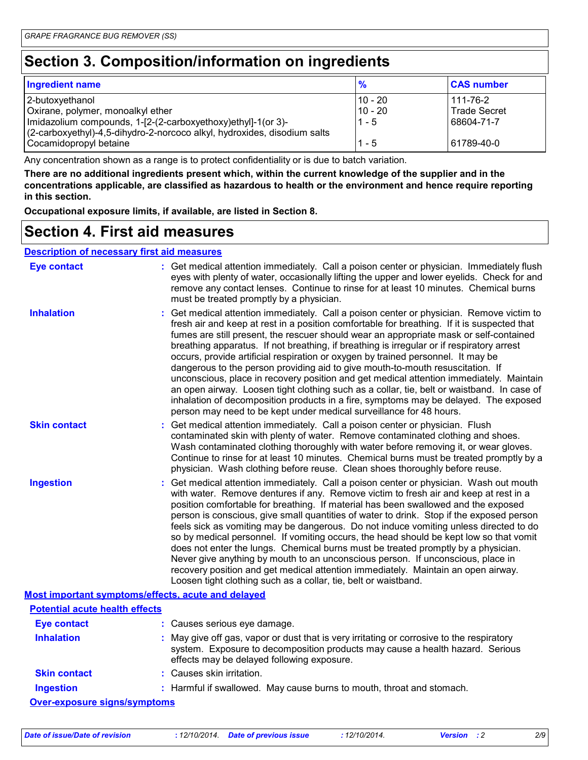## Section 3. Composition/information on ingredients

| Ingredient name | % | CAS number |
|---|---|---|
| 2-butoxyethanol | 10 - 20 | 111-76-2 |
| Oxirane, polymer, monoalkyl ether | 10 - 20 | Trade Secret |
| Imidazolium compounds, 1-[2-(2-carboxyethoxy)ethyl]-1(or 3)-(2-carboxyethyl)-4,5-dihydro-2-norcoco alkyl, hydroxides, disodium salts | 1 - 5 | 68604-71-7 |
| Cocamidopropyl betaine | 1 - 5 | 61789-40-0 |

Any concentration shown as a range is to protect confidentiality or is due to batch variation.

**There are no additional ingredients present which, within the current knowledge of the supplier and in the concentrations applicable, are classified as hazardous to health or the environment and hence require reporting in this section.**

**Occupational exposure limits, if available, are listed in Section 8.**

## Section 4. First aid measures

### Description of necessary first aid measures

**Eye contact** : Get medical attention immediately. Call a poison center or physician. Immediately flush eyes with plenty of water, occasionally lifting the upper and lower eyelids. Check for and remove any contact lenses. Continue to rinse for at least 10 minutes. Chemical burns must be treated promptly by a physician.

**Inhalation** : Get medical attention immediately. Call a poison center or physician. Remove victim to fresh air and keep at rest in a position comfortable for breathing. If it is suspected that fumes are still present, the rescuer should wear an appropriate mask or self-contained breathing apparatus. If not breathing, if breathing is irregular or if respiratory arrest occurs, provide artificial respiration or oxygen by trained personnel. It may be dangerous to the person providing aid to give mouth-to-mouth resuscitation. If unconscious, place in recovery position and get medical attention immediately. Maintain an open airway. Loosen tight clothing such as a collar, tie, belt or waistband. In case of inhalation of decomposition products in a fire, symptoms may be delayed. The exposed person may need to be kept under medical surveillance for 48 hours.

**Skin contact** : Get medical attention immediately. Call a poison center or physician. Flush contaminated skin with plenty of water. Remove contaminated clothing and shoes. Wash contaminated clothing thoroughly with water before removing it, or wear gloves. Continue to rinse for at least 10 minutes. Chemical burns must be treated promptly by a physician. Wash clothing before reuse. Clean shoes thoroughly before reuse.

**Ingestion** : Get medical attention immediately. Call a poison center or physician. Wash out mouth with water. Remove dentures if any. Remove victim to fresh air and keep at rest in a position comfortable for breathing. If material has been swallowed and the exposed person is conscious, give small quantities of water to drink. Stop if the exposed person feels sick as vomiting may be dangerous. Do not induce vomiting unless directed to do so by medical personnel. If vomiting occurs, the head should be kept low so that vomit does not enter the lungs. Chemical burns must be treated promptly by a physician. Never give anything by mouth to an unconscious person. If unconscious, place in recovery position and get medical attention immediately. Maintain an open airway. Loosen tight clothing such as a collar, tie, belt or waistband.

### Most important symptoms/effects, acute and delayed

#### Potential acute health effects

**Eye contact** : Causes serious eye damage.

**Inhalation** : May give off gas, vapor or dust that is very irritating or corrosive to the respiratory system. Exposure to decomposition products may cause a health hazard. Serious effects may be delayed following exposure.

**Skin contact** : Causes skin irritation.

**Ingestion** : Harmful if swallowed. May cause burns to mouth, throat and stomach.

#### Over-exposure signs/symptoms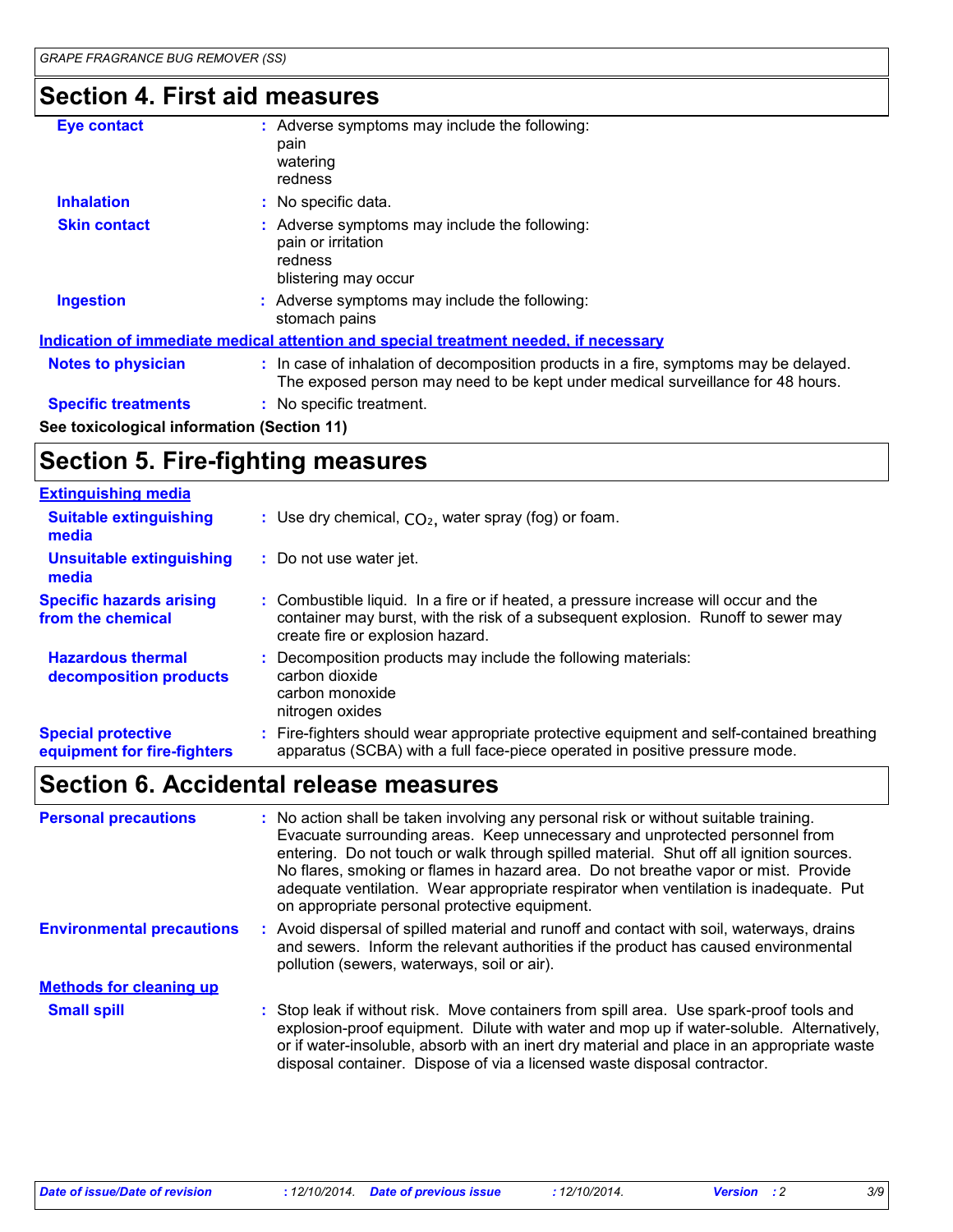## Section 4. First aid measures

**Eye contact** : Adverse symptoms may include the following:
pain
watering
redness

**Inhalation** : No specific data.

**Skin contact** : Adverse symptoms may include the following:
pain or irritation
redness
blistering may occur

**Ingestion** : Adverse symptoms may include the following:
stomach pains

**Indication of immediate medical attention and special treatment needed, if necessary**

**Notes to physician** : In case of inhalation of decomposition products in a fire, symptoms may be delayed. The exposed person may need to be kept under medical surveillance for 48 hours.

**Specific treatments** : No specific treatment.

**See toxicological information (Section 11)**

## Section 5. Fire-fighting measures

**Extinguishing media**

**Suitable extinguishing media** : Use dry chemical, $CO_2$, water spray (fog) or foam.

**Unsuitable extinguishing media** : Do not use water jet.

**Specific hazards arising from the chemical** : Combustible liquid. In a fire or if heated, a pressure increase will occur and the container may burst, with the risk of a subsequent explosion. Runoff to sewer may create fire or explosion hazard.

**Hazardous thermal decomposition products** : Decomposition products may include the following materials:
carbon dioxide
carbon monoxide
nitrogen oxides

**Special protective equipment for fire-fighters** : Fire-fighters should wear appropriate protective equipment and self-contained breathing apparatus (SCBA) with a full face-piece operated in positive pressure mode.

## Section 6. Accidental release measures

**Personal precautions** : No action shall be taken involving any personal risk or without suitable training. Evacuate surrounding areas. Keep unnecessary and unprotected personnel from entering. Do not touch or walk through spilled material. Shut off all ignition sources. No flares, smoking or flames in hazard area. Do not breathe vapor or mist. Provide adequate ventilation. Wear appropriate respirator when ventilation is inadequate. Put on appropriate personal protective equipment.

**Environmental precautions** : Avoid dispersal of spilled material and runoff and contact with soil, waterways, drains and sewers. Inform the relevant authorities if the product has caused environmental pollution (sewers, waterways, soil or air).

**Methods for cleaning up**

**Small spill** : Stop leak if without risk. Move containers from spill area. Use spark-proof tools and explosion-proof equipment. Dilute with water and mop up if water-soluble. Alternatively, or if water-insoluble, absorb with an inert dry material and place in an appropriate waste disposal container. Dispose of via a licensed waste disposal contractor.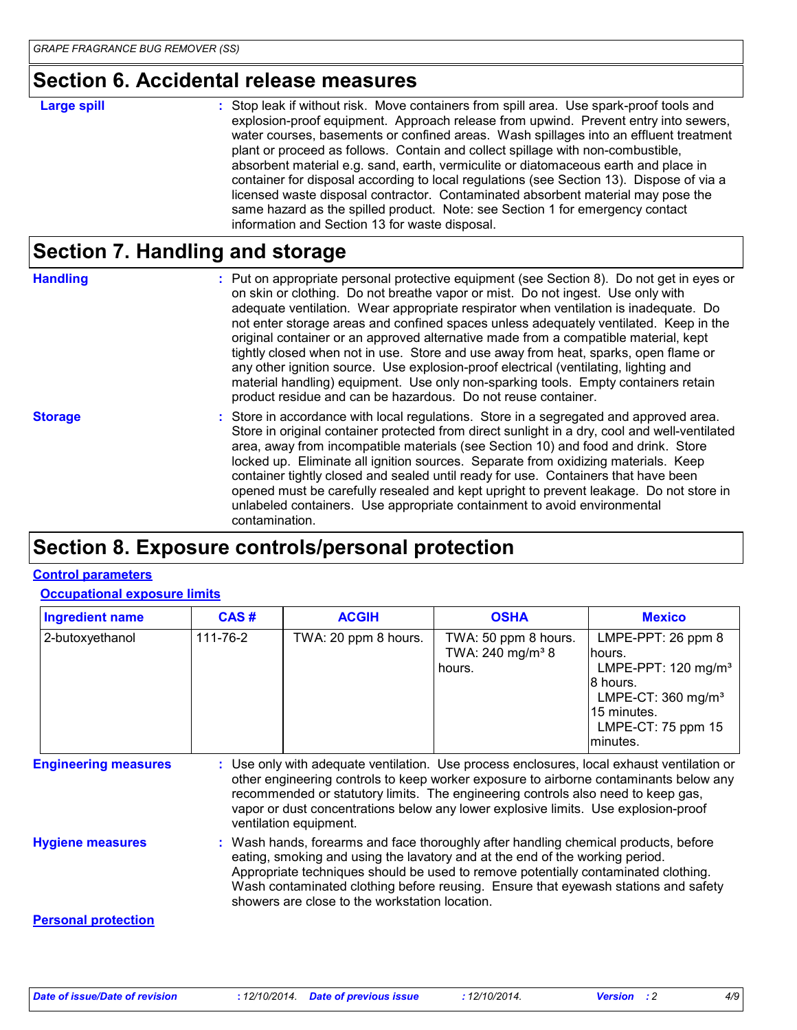## Section 6. Accidental release measures

**Large spill** : Stop leak if without risk. Move containers from spill area. Use spark-proof tools and explosion-proof equipment. Approach release from upwind. Prevent entry into sewers, water courses, basements or confined areas. Wash spillages into an effluent treatment plant or proceed as follows. Contain and collect spillage with non-combustible, absorbent material e.g. sand, earth, vermiculite or diatomaceous earth and place in container for disposal according to local regulations (see Section 13). Dispose of via a licensed waste disposal contractor. Contaminated absorbent material may pose the same hazard as the spilled product. Note: see Section 1 for emergency contact information and Section 13 for waste disposal.

## Section 7. Handling and storage

**Handling** : Put on appropriate personal protective equipment (see Section 8). Do not get in eyes or on skin or clothing. Do not breathe vapor or mist. Do not ingest. Use only with adequate ventilation. Wear appropriate respirator when ventilation is inadequate. Do not enter storage areas and confined spaces unless adequately ventilated. Keep in the original container or an approved alternative made from a compatible material, kept tightly closed when not in use. Store and use away from heat, sparks, open flame or any other ignition source. Use explosion-proof electrical (ventilating, lighting and material handling) equipment. Use only non-sparking tools. Empty containers retain product residue and can be hazardous. Do not reuse container.

**Storage** : Store in accordance with local regulations. Store in a segregated and approved area. Store in original container protected from direct sunlight in a dry, cool and well-ventilated area, away from incompatible materials (see Section 10) and food and drink. Store locked up. Eliminate all ignition sources. Separate from oxidizing materials. Keep container tightly closed and sealed until ready for use. Containers that have been opened must be carefully resealed and kept upright to prevent leakage. Do not store in unlabeled containers. Use appropriate containment to avoid environmental contamination.

## Section 8. Exposure controls/personal protection

### Control parameters

#### Occupational exposure limits

| Ingredient name | CAS # | ACGIH | OSHA | Mexico |
|---|---|---|---|---|
| 2-butoxyethanol | 111-76-2 | TWA: 20 ppm 8 hours. | TWA: 50 ppm 8 hours.<br>TWA: 240 mg/m³ 8 hours. | LMPE-PPT: 26 ppm 8 hours.<br>LMPE-PPT: 120 mg/m³ 8 hours.<br>LMPE-CT: 360 mg/m³ 15 minutes.<br>LMPE-CT: 75 ppm 15 minutes. |

**Engineering measures** : Use only with adequate ventilation. Use process enclosures, local exhaust ventilation or other engineering controls to keep worker exposure to airborne contaminants below any recommended or statutory limits. The engineering controls also need to keep gas, vapor or dust concentrations below any lower explosive limits. Use explosion-proof ventilation equipment.

**Hygiene measures** : Wash hands, forearms and face thoroughly after handling chemical products, before eating, smoking and using the lavatory and at the end of the working period. Appropriate techniques should be used to remove potentially contaminated clothing. Wash contaminated clothing before reusing. Ensure that eyewash stations and safety showers are close to the workstation location.

### Personal protection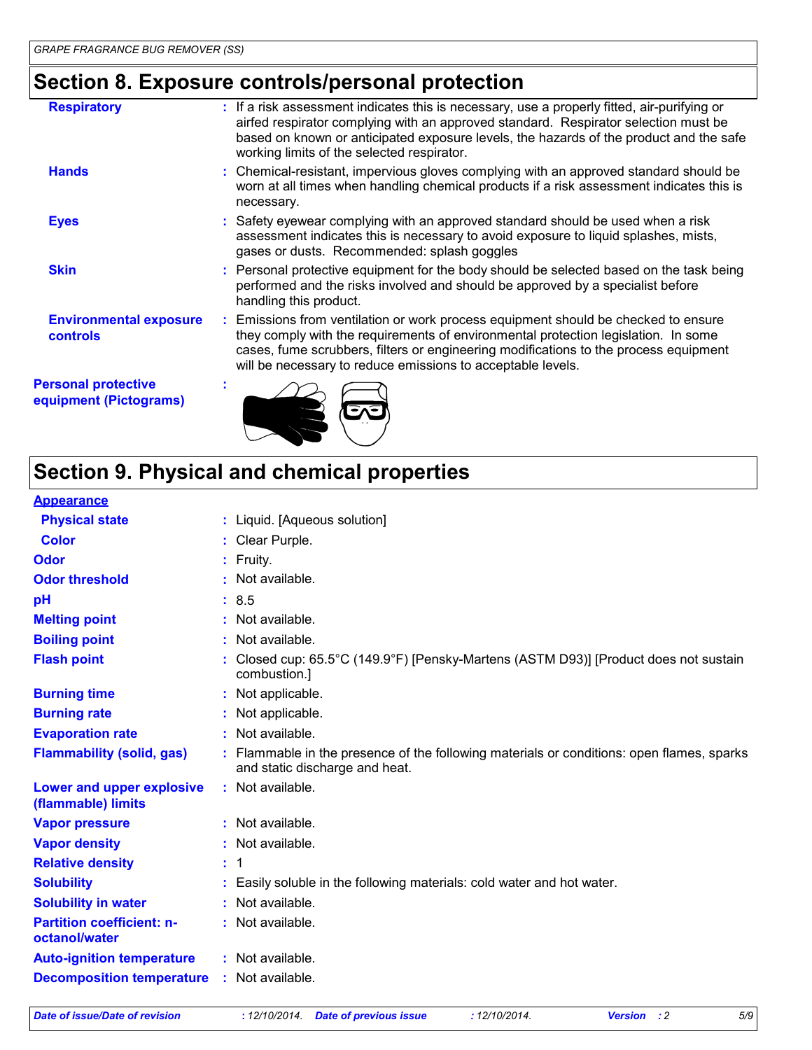## Section 8. Exposure controls/personal protection

| | |
|---|---|
| **Respiratory** | : If a risk assessment indicates this is necessary, use a properly fitted, air-purifying or airfed respirator complying with an approved standard. Respirator selection must be based on known or anticipated exposure levels, the hazards of the product and the safe working limits of the selected respirator. |
| **Hands** | : Chemical-resistant, impervious gloves complying with an approved standard should be worn at all times when handling chemical products if a risk assessment indicates this is necessary. |
| **Eyes** | : Safety eyewear complying with an approved standard should be used when a risk assessment indicates this is necessary to avoid exposure to liquid splashes, mists, gases or dusts. Recommended: splash goggles |
| **Skin** | : Personal protective equipment for the body should be selected based on the task being performed and the risks involved and should be approved by a specialist before handling this product. |
| **Environmental exposure controls** | : Emissions from ventilation or work process equipment should be checked to ensure they comply with the requirements of environmental protection legislation. In some cases, fume scrubbers, filters or engineering modifications to the process equipment will be necessary to reduce emissions to acceptable levels. |

**Personal protective equipment (Pictograms)** :

## Section 9. Physical and chemical properties

**Appearance**

| | |
|---|---|
| **Physical state** | : Liquid. [Aqueous solution] |
| **Color** | : Clear Purple. |
| **Odor** | : Fruity. |
| **Odor threshold** | : Not available. |
| **pH** | : 8.5 |
| **Melting point** | : Not available. |
| **Boiling point** | : Not available. |
| **Flash point** | : Closed cup: 65.5°C (149.9°F) [Pensky-Martens (ASTM D93)] [Product does not sustain combustion.] |
| **Burning time** | : Not applicable. |
| **Burning rate** | : Not applicable. |
| **Evaporation rate** | : Not available. |
| **Flammability (solid, gas)** | : Flammable in the presence of the following materials or conditions: open flames, sparks and static discharge and heat. |
| **Lower and upper explosive (flammable) limits** | : Not available. |
| **Vapor pressure** | : Not available. |
| **Vapor density** | : Not available. |
| **Relative density** | : 1 |
| **Solubility** | : Easily soluble in the following materials: cold water and hot water. |
| **Solubility in water** | : Not available. |
| **Partition coefficient: n-octanol/water** | : Not available. |
| **Auto-ignition temperature** | : Not available. |
| **Decomposition temperature** | : Not available. |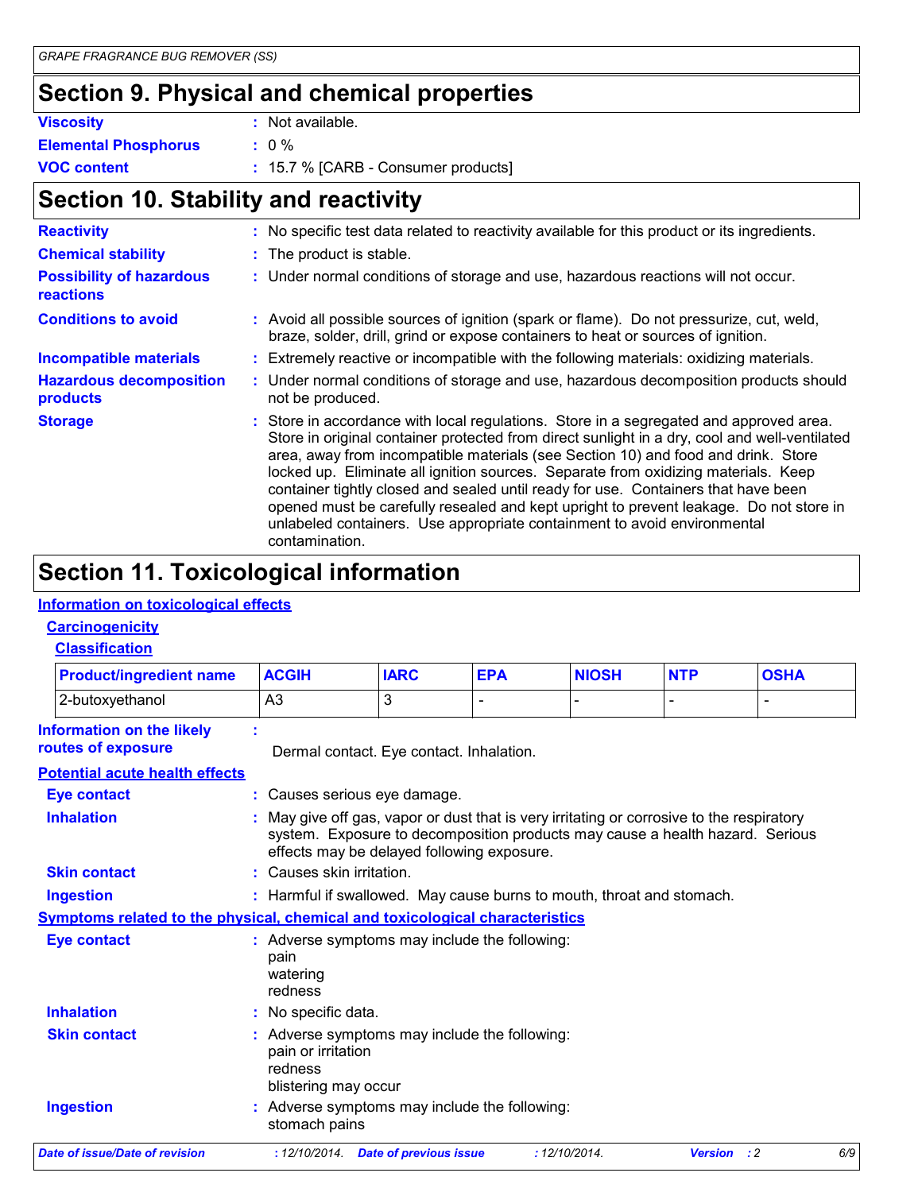## Section 9. Physical and chemical properties

**Viscosity** : Not available.

**Elemental Phosphorus** : 0 %

**VOC content** : 15.7 % [CARB - Consumer products]

## Section 10. Stability and reactivity

**Reactivity** : No specific test data related to reactivity available for this product or its ingredients.

**Chemical stability** : The product is stable.

**Possibility of hazardous reactions** : Under normal conditions of storage and use, hazardous reactions will not occur.

**Conditions to avoid** : Avoid all possible sources of ignition (spark or flame). Do not pressurize, cut, weld, braze, solder, drill, grind or expose containers to heat or sources of ignition.

**Incompatible materials** : Extremely reactive or incompatible with the following materials: oxidizing materials.

**Hazardous decomposition products** : Under normal conditions of storage and use, hazardous decomposition products should not be produced.

**Storage** : Store in accordance with local regulations. Store in a segregated and approved area. Store in original container protected from direct sunlight in a dry, cool and well-ventilated area, away from incompatible materials (see Section 10) and food and drink. Store locked up. Eliminate all ignition sources. Separate from oxidizing materials. Keep container tightly closed and sealed until ready for use. Containers that have been opened must be carefully resealed and kept upright to prevent leakage. Do not store in unlabeled containers. Use appropriate containment to avoid environmental contamination.

## Section 11. Toxicological information

### Information on toxicological effects

#### Carcinogenicity

##### Classification

| Product/ingredient name | ACGIH | IARC | EPA | NIOSH | NTP | OSHA |
|---|---|---|---|---|---|---|
| 2-butoxyethanol | A3 | 3 | - | - | - | - |

**Information on the likely routes of exposure** : Dermal contact. Eye contact. Inhalation.

### Potential acute health effects

**Eye contact** : Causes serious eye damage.

**Inhalation** : May give off gas, vapor or dust that is very irritating or corrosive to the respiratory system. Exposure to decomposition products may cause a health hazard. Serious effects may be delayed following exposure.

**Skin contact** : Causes skin irritation.

**Ingestion** : Harmful if swallowed. May cause burns to mouth, throat and stomach.

### Symptoms related to the physical, chemical and toxicological characteristics

**Eye contact** : Adverse symptoms may include the following:
pain
watering
redness

**Inhalation** : No specific data.

**Skin contact** : Adverse symptoms may include the following:
pain or irritation
redness
blistering may occur

**Ingestion** : Adverse symptoms may include the following:
stomach pains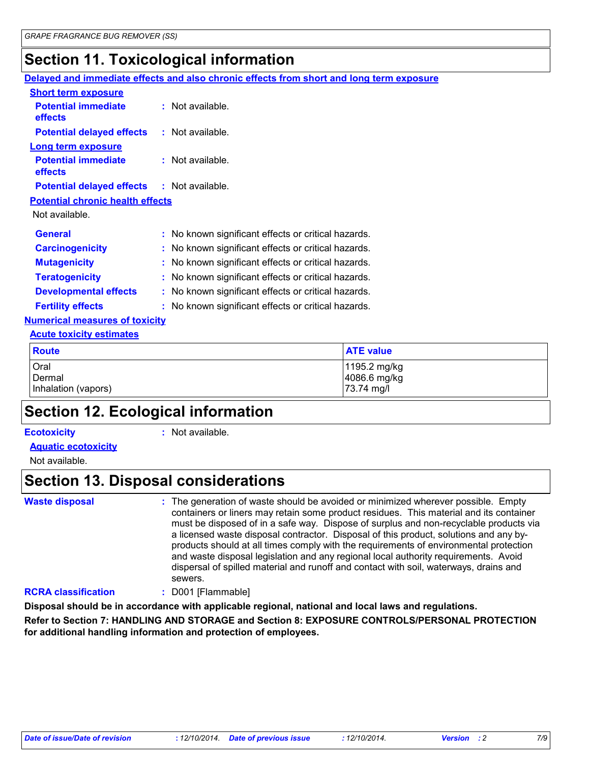## Section 11. Toxicological information

**Delayed and immediate effects and also chronic effects from short and long term exposure**

**Short term exposure**

**Potential immediate effects** : Not available.

**Potential delayed effects** : Not available.

**Long term exposure**

**Potential immediate effects** : Not available.

**Potential delayed effects** : Not available.

**Potential chronic health effects**

Not available.

**General** : No known significant effects or critical hazards.

**Carcinogenicity** : No known significant effects or critical hazards.

**Mutagenicity** : No known significant effects or critical hazards.

**Teratogenicity** : No known significant effects or critical hazards.

**Developmental effects** : No known significant effects or critical hazards.

**Fertility effects** : No known significant effects or critical hazards.

**Numerical measures of toxicity**

**Acute toxicity estimates**

| Route | ATE value |
| --- | --- |
| Oral | 1195.2 mg/kg |
| Dermal | 4086.6 mg/kg |
| Inhalation (vapors) | 73.74 mg/l |

## Section 12. Ecological information

**Ecotoxicity** : Not available.

**Aquatic ecotoxicity**

Not available.

## Section 13. Disposal considerations

**Waste disposal** : The generation of waste should be avoided or minimized wherever possible. Empty containers or liners may retain some product residues. This material and its container must be disposed of in a safe way. Dispose of surplus and non-recyclable products via a licensed waste disposal contractor. Disposal of this product, solutions and any by-products should at all times comply with the requirements of environmental protection and waste disposal legislation and any regional local authority requirements. Avoid dispersal of spilled material and runoff and contact with soil, waterways, drains and sewers.

**RCRA classification** : D001 [Flammable]

**Disposal should be in accordance with applicable regional, national and local laws and regulations.**

**Refer to Section 7: HANDLING AND STORAGE and Section 8: EXPOSURE CONTROLS/PERSONAL PROTECTION for additional handling information and protection of employees.**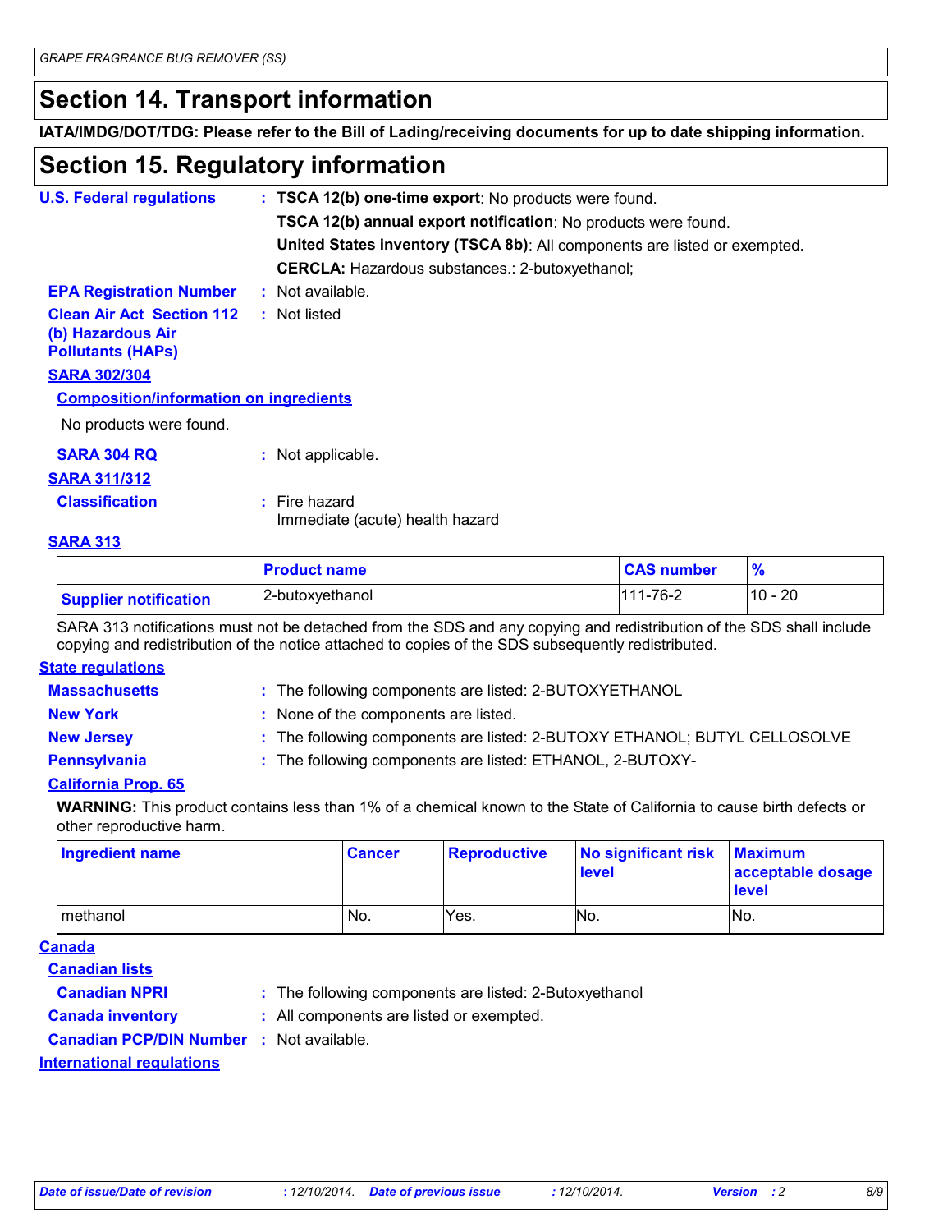## Section 14. Transport information

**IATA/IMDG/DOT/TDG: Please refer to the Bill of Lading/receiving documents for up to date shipping information.**

## Section 15. Regulatory information

**U.S. Federal regulations** : **TSCA 12(b) one-time export**: No products were found.
**TSCA 12(b) annual export notification**: No products were found.
**United States inventory (TSCA 8b)**: All components are listed or exempted.
**CERCLA:** Hazardous substances.: 2-butoxyethanol;

**EPA Registration Number** : Not available.

**Clean Air Act Section 112 (b) Hazardous Air Pollutants (HAPs)** : Not listed

**SARA 302/304**

**Composition/information on ingredients**

No products were found.

**SARA 304 RQ** : Not applicable.

**SARA 311/312**

**Classification** : Fire hazard
Immediate (acute) health hazard

**SARA 313**

| | Product name | CAS number | % |
|---|---|---|---|
| Supplier notification | 2-butoxyethanol | 111-76-2 | 10 - 20 |

SARA 313 notifications must not be detached from the SDS and any copying and redistribution of the SDS shall include copying and redistribution of the notice attached to copies of the SDS subsequently redistributed.

**State regulations**

**Massachusetts** : The following components are listed: 2-BUTOXYETHANOL

**New York** : None of the components are listed.

**New Jersey** : The following components are listed: 2-BUTOXY ETHANOL; BUTYL CELLOSOLVE

**Pennsylvania** : The following components are listed: ETHANOL, 2-BUTOXY-

**California Prop. 65**

**WARNING:** This product contains less than 1% of a chemical known to the State of California to cause birth defects or other reproductive harm.

| Ingredient name | Cancer | Reproductive | No significant risk level | Maximum acceptable dosage level |
|---|---|---|---|---|
| methanol | No. | Yes. | No. | No. |

**Canada**

**Canadian lists**

**Canadian NPRI** : The following components are listed: 2-Butoxyethanol

**Canada inventory** : All components are listed or exempted.

**Canadian PCP/DIN Number** : Not available.

**International regulations**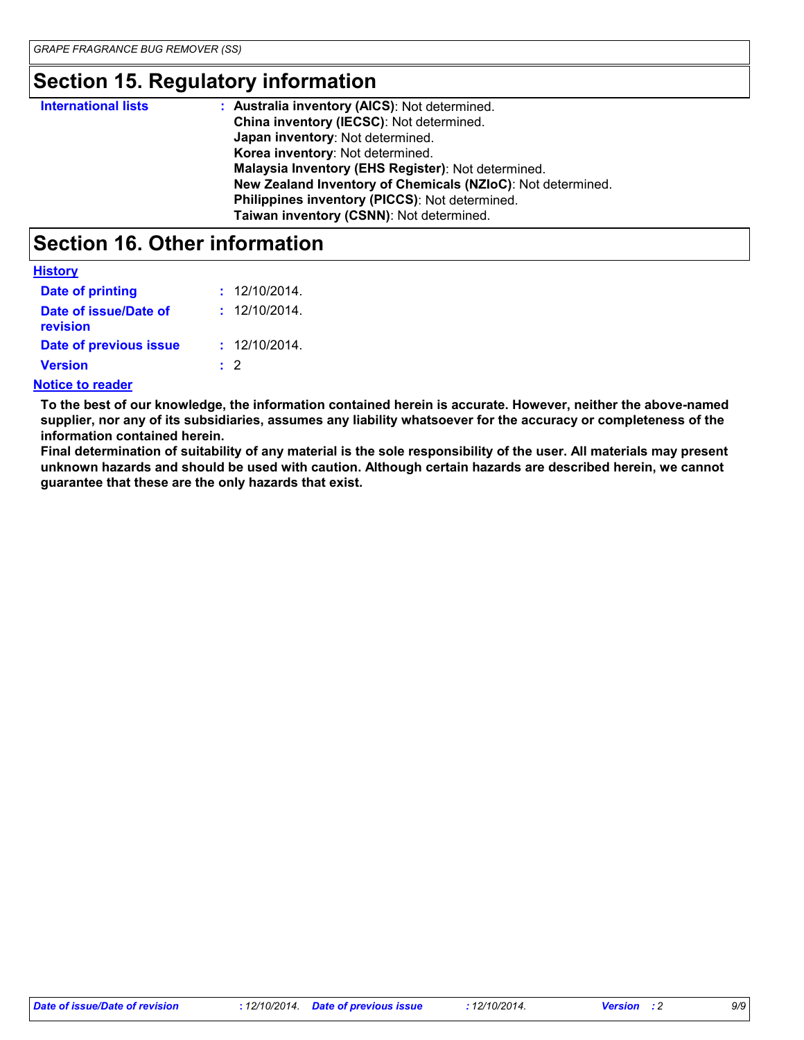## Section 15. Regulatory information

**International lists** : **Australia inventory (AICS)**: Not determined.
**China inventory (IECSC)**: Not determined.
**Japan inventory**: Not determined.
**Korea inventory**: Not determined.
**Malaysia Inventory (EHS Register)**: Not determined.
**New Zealand Inventory of Chemicals (NZIoC)**: Not determined.
**Philippines inventory (PICCS)**: Not determined.
**Taiwan inventory (CSNN)**: Not determined.

## Section 16. Other information

**History**

| | |
|---|---|
| **Date of printing** | : 12/10/2014. |
| **Date of issue/Date of revision** | : 12/10/2014. |
| **Date of previous issue** | : 12/10/2014. |
| **Version** | : 2 |

**Notice to reader**

**To the best of our knowledge, the information contained herein is accurate. However, neither the above-named supplier, nor any of its subsidiaries, assumes any liability whatsoever for the accuracy or completeness of the information contained herein.**
**Final determination of suitability of any material is the sole responsibility of the user. All materials may present unknown hazards and should be used with caution. Although certain hazards are described herein, we cannot guarantee that these are the only hazards that exist.**